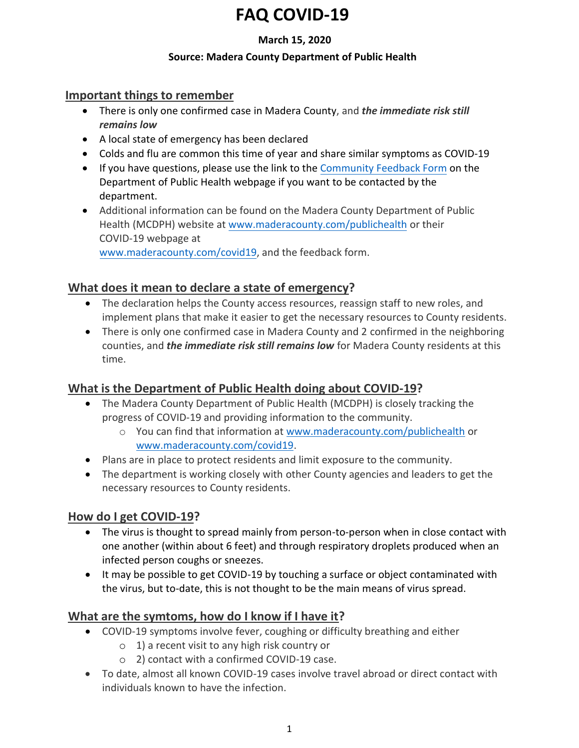# FAQ COVID-19

**March 15, 2020**

**Source: Madera County Department of Public Health**

## Important things to remember

- There is only one confirmed case in Madera County, and ***the immediate risk still remains low***
- A local state of emergency has been declared
- Colds and flu are common this time of year and share similar symptoms as COVID-19
- If you have questions, please use the link to the Community Feedback Form on the Department of Public Health webpage if you want to be contacted by the department.
- Additional information can be found on the Madera County Department of Public Health (MCDPH) website at www.maderacounty.com/publichealth or their COVID-19 webpage at www.maderacounty.com/covid19, and the feedback form.

## What does it mean to declare a state of emergency?

- The declaration helps the County access resources, reassign staff to new roles, and implement plans that make it easier to get the necessary resources to County residents.
- There is only one confirmed case in Madera County and 2 confirmed in the neighboring counties, and ***the immediate risk still remains low*** for Madera County residents at this time.

## What is the Department of Public Health doing about COVID-19?

- The Madera County Department of Public Health (MCDPH) is closely tracking the progress of COVID-19 and providing information to the community.
  - You can find that information at www.maderacounty.com/publichealth or www.maderacounty.com/covid19.
- Plans are in place to protect residents and limit exposure to the community.
- The department is working closely with other County agencies and leaders to get the necessary resources to County residents.

## How do I get COVID-19?

- The virus is thought to spread mainly from person-to-person when in close contact with one another (within about 6 feet) and through respiratory droplets produced when an infected person coughs or sneezes.
- It may be possible to get COVID-19 by touching a surface or object contaminated with the virus, but to-date, this is not thought to be the main means of virus spread.

## What are the symtoms, how do I know if I have it?

- COVID-19 symptoms involve fever, coughing or difficulty breathing and either
  - 1) a recent visit to any high risk country or
  - 2) contact with a confirmed COVID-19 case.
- To date, almost all known COVID-19 cases involve travel abroad or direct contact with individuals known to have the infection.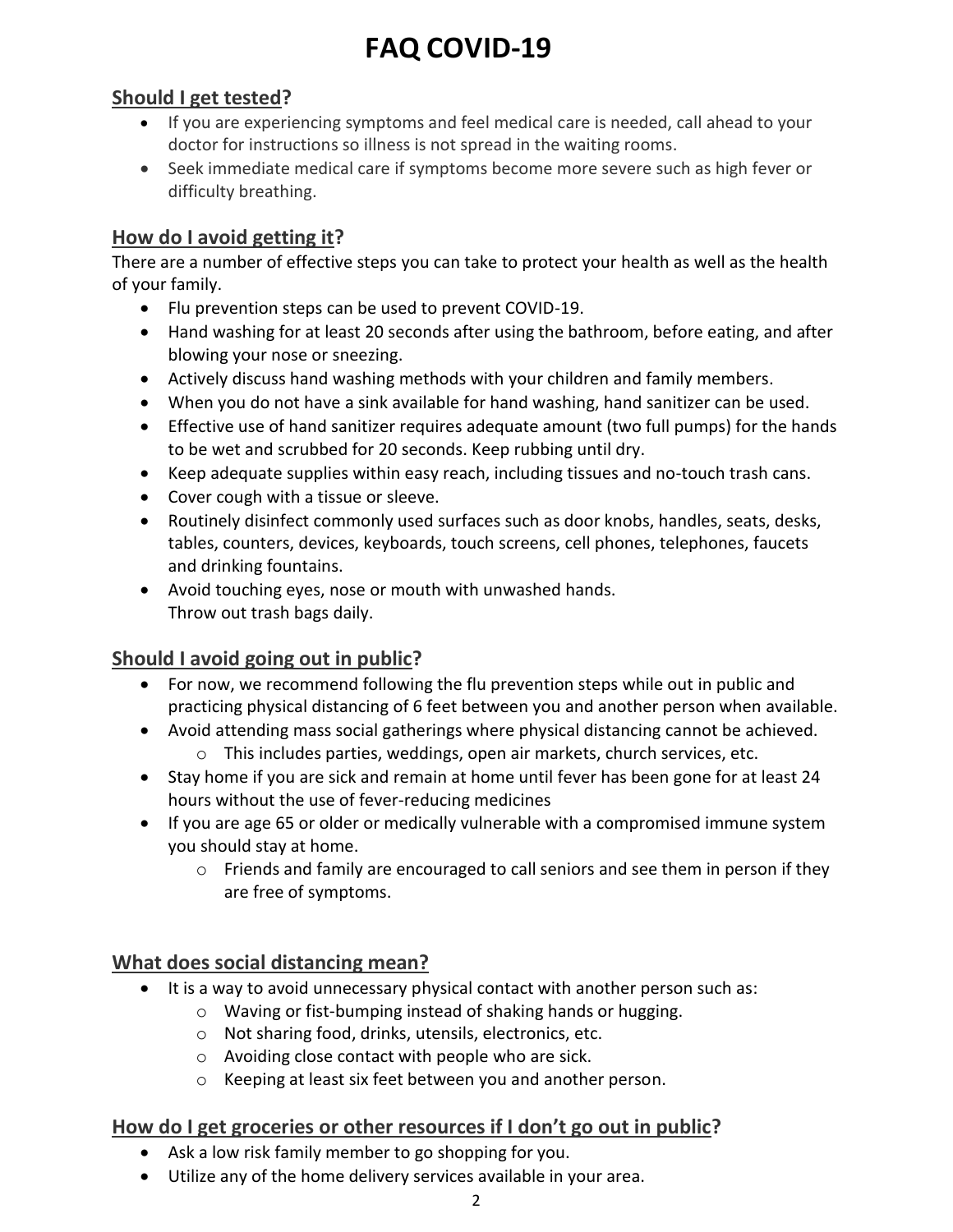# FAQ COVID-19

## Should I get tested?

- If you are experiencing symptoms and feel medical care is needed, call ahead to your doctor for instructions so illness is not spread in the waiting rooms.
- Seek immediate medical care if symptoms become more severe such as high fever or difficulty breathing.

## How do I avoid getting it?

There are a number of effective steps you can take to protect your health as well as the health of your family.

- Flu prevention steps can be used to prevent COVID-19.
- Hand washing for at least 20 seconds after using the bathroom, before eating, and after blowing your nose or sneezing.
- Actively discuss hand washing methods with your children and family members.
- When you do not have a sink available for hand washing, hand sanitizer can be used.
- Effective use of hand sanitizer requires adequate amount (two full pumps) for the hands to be wet and scrubbed for 20 seconds. Keep rubbing until dry.
- Keep adequate supplies within easy reach, including tissues and no-touch trash cans.
- Cover cough with a tissue or sleeve.
- Routinely disinfect commonly used surfaces such as door knobs, handles, seats, desks, tables, counters, devices, keyboards, touch screens, cell phones, telephones, faucets and drinking fountains.
- Avoid touching eyes, nose or mouth with unwashed hands.
  Throw out trash bags daily.

## Should I avoid going out in public?

- For now, we recommend following the flu prevention steps while out in public and practicing physical distancing of 6 feet between you and another person when available.
- Avoid attending mass social gatherings where physical distancing cannot be achieved.
  - This includes parties, weddings, open air markets, church services, etc.
- Stay home if you are sick and remain at home until fever has been gone for at least 24 hours without the use of fever-reducing medicines
- If you are age 65 or older or medically vulnerable with a compromised immune system you should stay at home.
  - Friends and family are encouraged to call seniors and see them in person if they are free of symptoms.

## What does social distancing mean?

- It is a way to avoid unnecessary physical contact with another person such as:
  - Waving or fist-bumping instead of shaking hands or hugging.
  - Not sharing food, drinks, utensils, electronics, etc.
  - Avoiding close contact with people who are sick.
  - Keeping at least six feet between you and another person.

## How do I get groceries or other resources if I don't go out in public?

- Ask a low risk family member to go shopping for you.
- Utilize any of the home delivery services available in your area.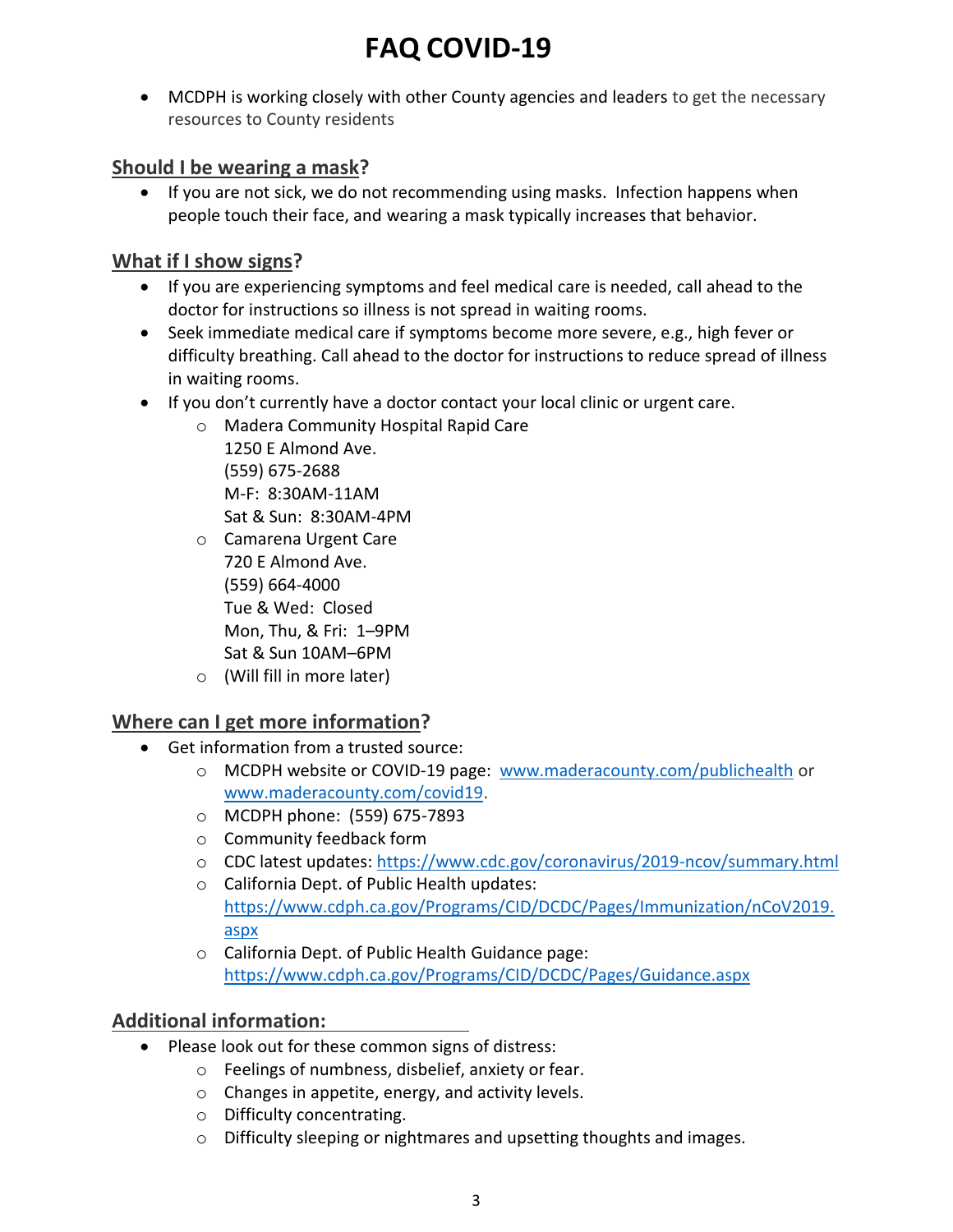# FAQ COVID-19

- MCDPH is working closely with other County agencies and leaders to get the necessary resources to County residents

## Should I be wearing a mask?

- If you are not sick, we do not recommending using masks. Infection happens when people touch their face, and wearing a mask typically increases that behavior.

## What if I show signs?

- If you are experiencing symptoms and feel medical care is needed, call ahead to the doctor for instructions so illness is not spread in waiting rooms.
- Seek immediate medical care if symptoms become more severe, e.g., high fever or difficulty breathing. Call ahead to the doctor for instructions to reduce spread of illness in waiting rooms.
- If you don't currently have a doctor contact your local clinic or urgent care.
  - Madera Community Hospital Rapid Care
    1250 E Almond Ave.
    (559) 675-2688
    M-F: 8:30AM-11AM
    Sat & Sun: 8:30AM-4PM
  - Camarena Urgent Care
    720 E Almond Ave.
    (559) 664-4000
    Tue & Wed: Closed
    Mon, Thu, & Fri: 1–9PM
    Sat & Sun 10AM–6PM
  - (Will fill in more later)

## Where can I get more information?

- Get information from a trusted source:
  - MCDPH website or COVID-19 page: www.maderacounty.com/publichealth or www.maderacounty.com/covid19.
  - MCDPH phone: (559) 675-7893
  - Community feedback form
  - CDC latest updates: https://www.cdc.gov/coronavirus/2019-ncov/summary.html
  - California Dept. of Public Health updates: https://www.cdph.ca.gov/Programs/CID/DCDC/Pages/Immunization/nCoV2019.aspx
  - California Dept. of Public Health Guidance page: https://www.cdph.ca.gov/Programs/CID/DCDC/Pages/Guidance.aspx

## Additional information:

- Please look out for these common signs of distress:
  - Feelings of numbness, disbelief, anxiety or fear.
  - Changes in appetite, energy, and activity levels.
  - Difficulty concentrating.
  - Difficulty sleeping or nightmares and upsetting thoughts and images.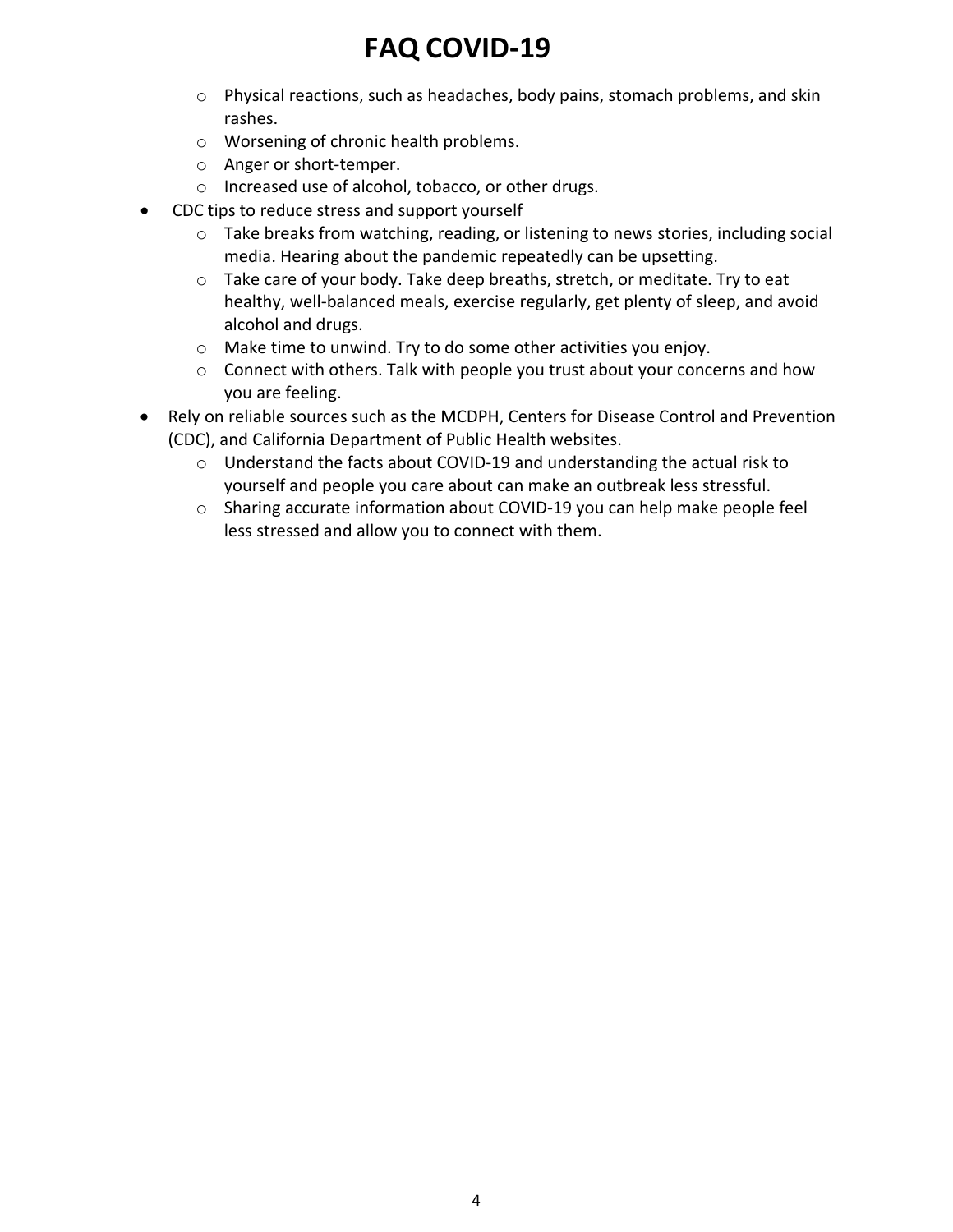- Physical reactions, such as headaches, body pains, stomach problems, and skin rashes.
  - Worsening of chronic health problems.
  - Anger or short-temper.
  - Increased use of alcohol, tobacco, or other drugs.
- CDC tips to reduce stress and support yourself
  - Take breaks from watching, reading, or listening to news stories, including social media. Hearing about the pandemic repeatedly can be upsetting.
  - Take care of your body. Take deep breaths, stretch, or meditate. Try to eat healthy, well-balanced meals, exercise regularly, get plenty of sleep, and avoid alcohol and drugs.
  - Make time to unwind. Try to do some other activities you enjoy.
  - Connect with others. Talk with people you trust about your concerns and how you are feeling.
- Rely on reliable sources such as the MCDPH, Centers for Disease Control and Prevention (CDC), and California Department of Public Health websites.
  - Understand the facts about COVID-19 and understanding the actual risk to yourself and people you care about can make an outbreak less stressful.
  - Sharing accurate information about COVID-19 you can help make people feel less stressed and allow you to connect with them.